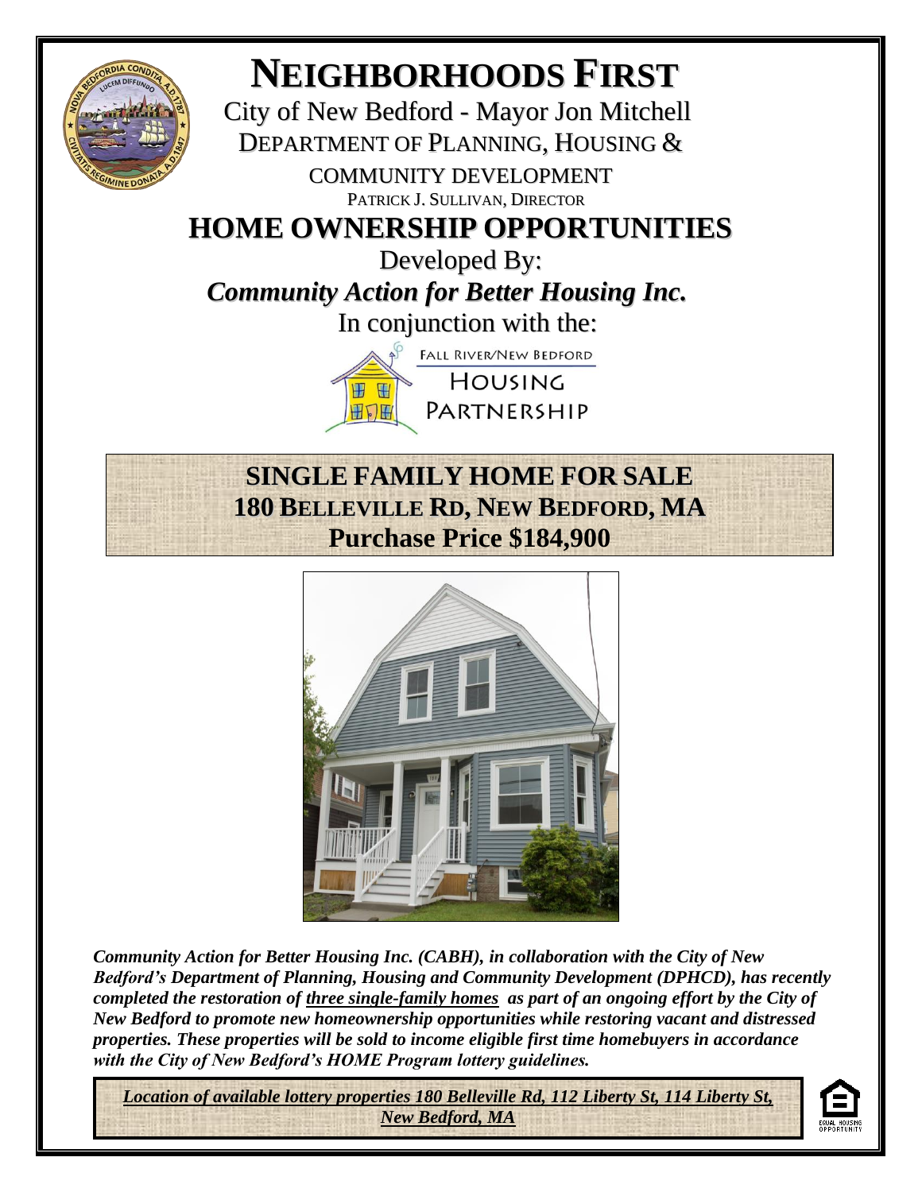# NEIGHBORHOODS FIRST

City of New Bedford - Mayor Jon Mitchell

DEPARTMENT OF PLANNING, HOUSING & COMMUNITY DEVELOPMENT

PATRICK J. SULLIVAN, DIRECTOR

## HOME OWNERSHIP OPPORTUNITIES

Developed By:

***Community Action for Better Housing Inc.***

In conjunction with the:

FALL RIVER/NEW BEDFORD HOUSING PARTNERSHIP

## SINGLE FAMILY HOME FOR SALE
## 180 BELLEVILLE RD, NEW BEDFORD, MA
## Purchase Price $184,900

***Community Action for Better Housing Inc. (CABH), in collaboration with the City of New Bedford's Department of Planning, Housing and Community Development (DPHCD), has recently completed the restoration of three single-family homes as part of an ongoing effort by the City of New Bedford to promote new homeownership opportunities while restoring vacant and distressed properties. These properties will be sold to income eligible first time homebuyers in accordance with the City of New Bedford's HOME Program lottery guidelines.***

***Location of available lottery properties 180 Belleville Rd, 112 Liberty St, 114 Liberty St, New Bedford, MA***

EQUAL HOUSING OPPORTUNITY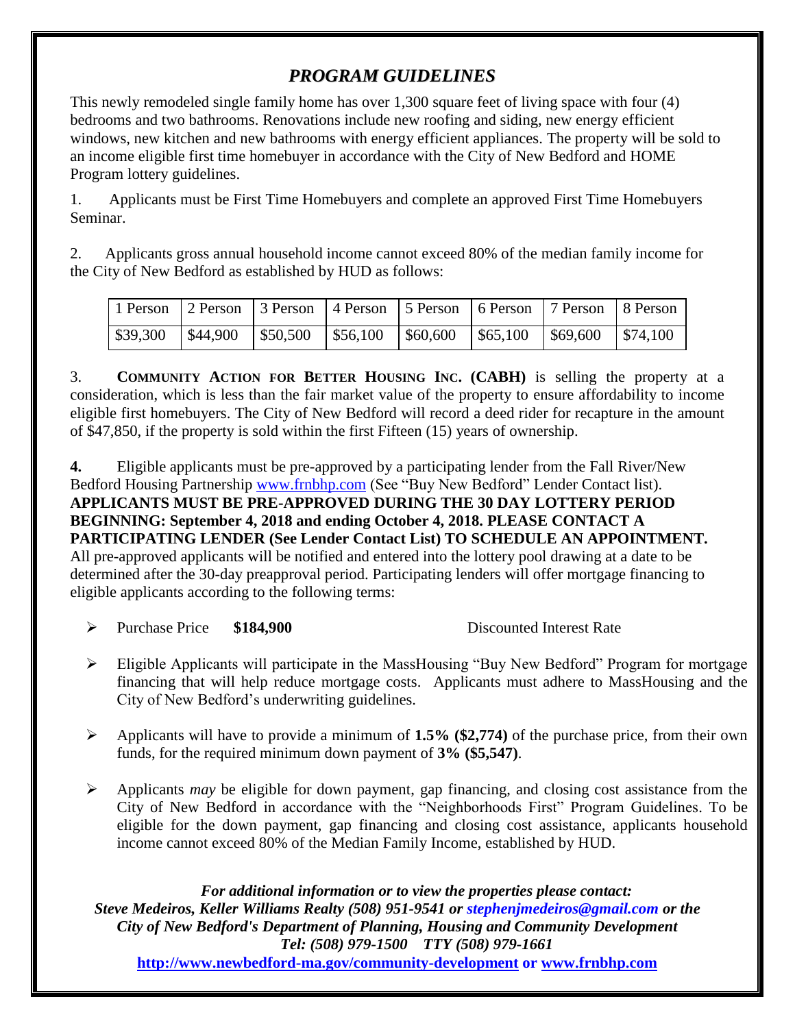## ***PROGRAM GUIDELINES***

This newly remodeled single family home has over 1,300 square feet of living space with four (4) bedrooms and two bathrooms. Renovations include new roofing and siding, new energy efficient windows, new kitchen and new bathrooms with energy efficient appliances. The property will be sold to an income eligible first time homebuyer in accordance with the City of New Bedford and HOME Program lottery guidelines.

1. Applicants must be First Time Homebuyers and complete an approved First Time Homebuyers Seminar.

2. Applicants gross annual household income cannot exceed 80% of the median family income for the City of New Bedford as established by HUD as follows:

| 1 Person | 2 Person | 3 Person | 4 Person | 5 Person | 6 Person | 7 Person | 8 Person |
|---|---|---|---|---|---|---|---|
| $39,300 | $44,900 | $50,500 | $56,100 | $60,600 | $65,100 | $69,600 | $74,100 |

3. **COMMUNITY ACTION FOR BETTER HOUSING INC. (CABH)** is selling the property at a consideration, which is less than the fair market value of the property to ensure affordability to income eligible first homebuyers. The City of New Bedford will record a deed rider for recapture in the amount of $47,850, if the property is sold within the first Fifteen (15) years of ownership.

**4.** Eligible applicants must be pre-approved by a participating lender from the Fall River/New Bedford Housing Partnership www.frnbhp.com (See "Buy New Bedford" Lender Contact list). **APPLICANTS MUST BE PRE-APPROVED DURING THE 30 DAY LOTTERY PERIOD BEGINNING: September 4, 2018 and ending October 4, 2018. PLEASE CONTACT A PARTICIPATING LENDER (See Lender Contact List) TO SCHEDULE AN APPOINTMENT.** All pre-approved applicants will be notified and entered into the lottery pool drawing at a date to be determined after the 30-day preapproval period. Participating lenders will offer mortgage financing to eligible applicants according to the following terms:

- Purchase Price **$184,900** Discounted Interest Rate
- Eligible Applicants will participate in the MassHousing "Buy New Bedford" Program for mortgage financing that will help reduce mortgage costs. Applicants must adhere to MassHousing and the City of New Bedford's underwriting guidelines.
- Applicants will have to provide a minimum of **1.5% ($2,774)** of the purchase price, from their own funds, for the required minimum down payment of **3% ($5,547)**.
- Applicants *may* be eligible for down payment, gap financing, and closing cost assistance from the City of New Bedford in accordance with the "Neighborhoods First" Program Guidelines. To be eligible for the down payment, gap financing and closing cost assistance, applicants household income cannot exceed 80% of the Median Family Income, established by HUD.

***For additional information or to view the properties please contact:***
***Steve Medeiros, Keller Williams Realty (508) 951-9541 or stephenjmedeiros@gmail.com or the City of New Bedford's Department of Planning, Housing and Community Development***
***Tel: (508) 979-1500 TTY (508) 979-1661***
**http://www.newbedford-ma.gov/community-development or www.frnbhp.com**